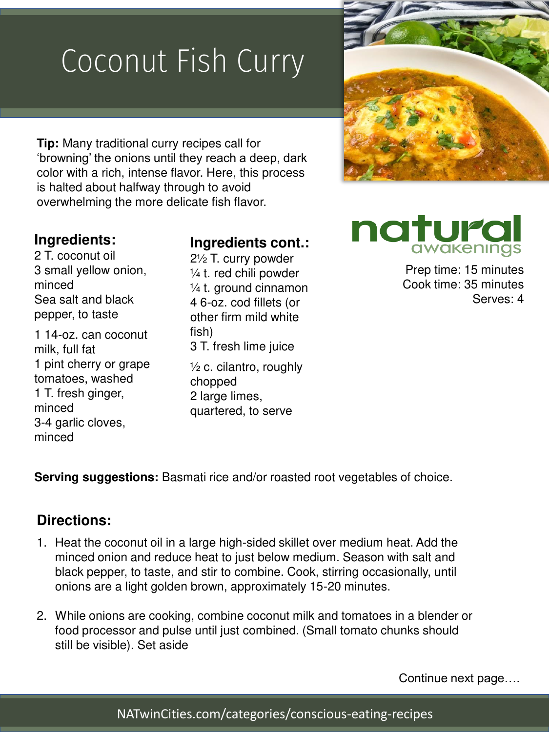# Coconut Fish Curry

**Tip:** Many traditional curry recipes call for 'browning' the onions until they reach a deep, dark color with a rich, intense flavor. Here, this process is halted about halfway through to avoid overwhelming the more delicate fish flavor.

natural awakenings

Prep time: 15 minutes
Cook time: 35 minutes
Serves: 4

### Ingredients:

2 T. coconut oil
3 small yellow onion, minced
Sea salt and black pepper, to taste

1 14-oz. can coconut milk, full fat
1 pint cherry or grape tomatoes, washed
1 T. fresh ginger, minced
3-4 garlic cloves, minced

### Ingredients cont.:

2½ T. curry powder
¼ t. red chili powder
¼ t. ground cinnamon
4 6-oz. cod fillets (or other firm mild white fish)
3 T. fresh lime juice

½ c. cilantro, roughly chopped
2 large limes, quartered, to serve

**Serving suggestions:** Basmati rice and/or roasted root vegetables of choice.

### Directions:

1. Heat the coconut oil in a large high-sided skillet over medium heat. Add the minced onion and reduce heat to just below medium. Season with salt and black pepper, to taste, and stir to combine. Cook, stirring occasionally, until onions are a light golden brown, approximately 15-20 minutes.

2. While onions are cooking, combine coconut milk and tomatoes in a blender or food processor and pulse until just combined. (Small tomato chunks should still be visible). Set aside

Continue next page….

NATwinCities.com/categories/conscious-eating-recipes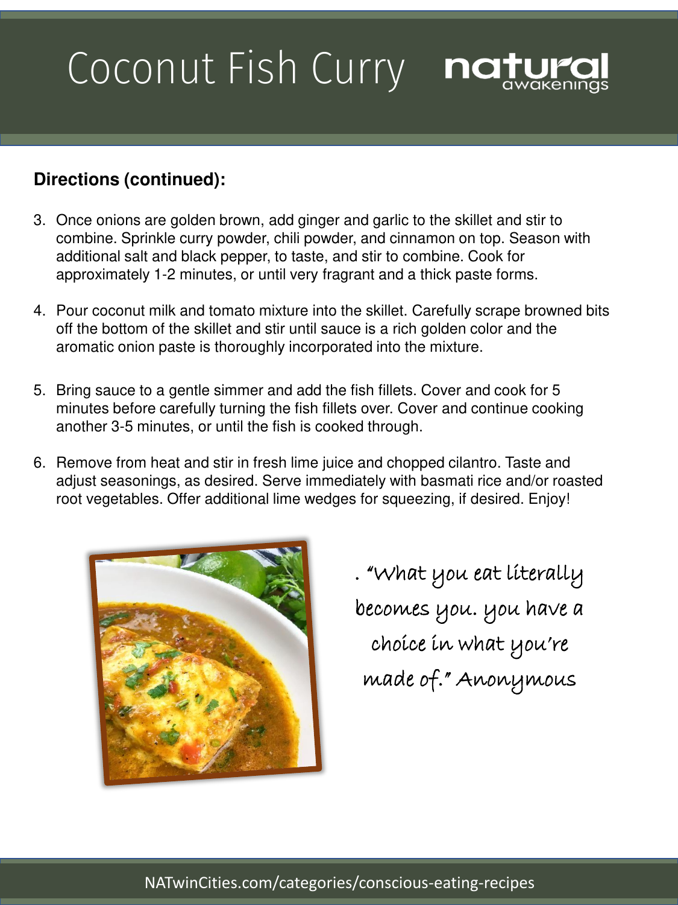# Coconut Fish Curry

**Directions (continued):**

3. Once onions are golden brown, add ginger and garlic to the skillet and stir to combine. Sprinkle curry powder, chili powder, and cinnamon on top. Season with additional salt and black pepper, to taste, and stir to combine. Cook for approximately 1-2 minutes, or until very fragrant and a thick paste forms.

4. Pour coconut milk and tomato mixture into the skillet. Carefully scrape browned bits off the bottom of the skillet and stir until sauce is a rich golden color and the aromatic onion paste is thoroughly incorporated into the mixture.

5. Bring sauce to a gentle simmer and add the fish fillets. Cover and cook for 5 minutes before carefully turning the fish fillets over. Cover and continue cooking another 3-5 minutes, or until the fish is cooked through.

6. Remove from heat and stir in fresh lime juice and chopped cilantro. Taste and adjust seasonings, as desired. Serve immediately with basmati rice and/or roasted root vegetables. Offer additional lime wedges for squeezing, if desired. Enjoy!

. "What you eat literally becomes you. you have a choice in what you're made of." Anonymous